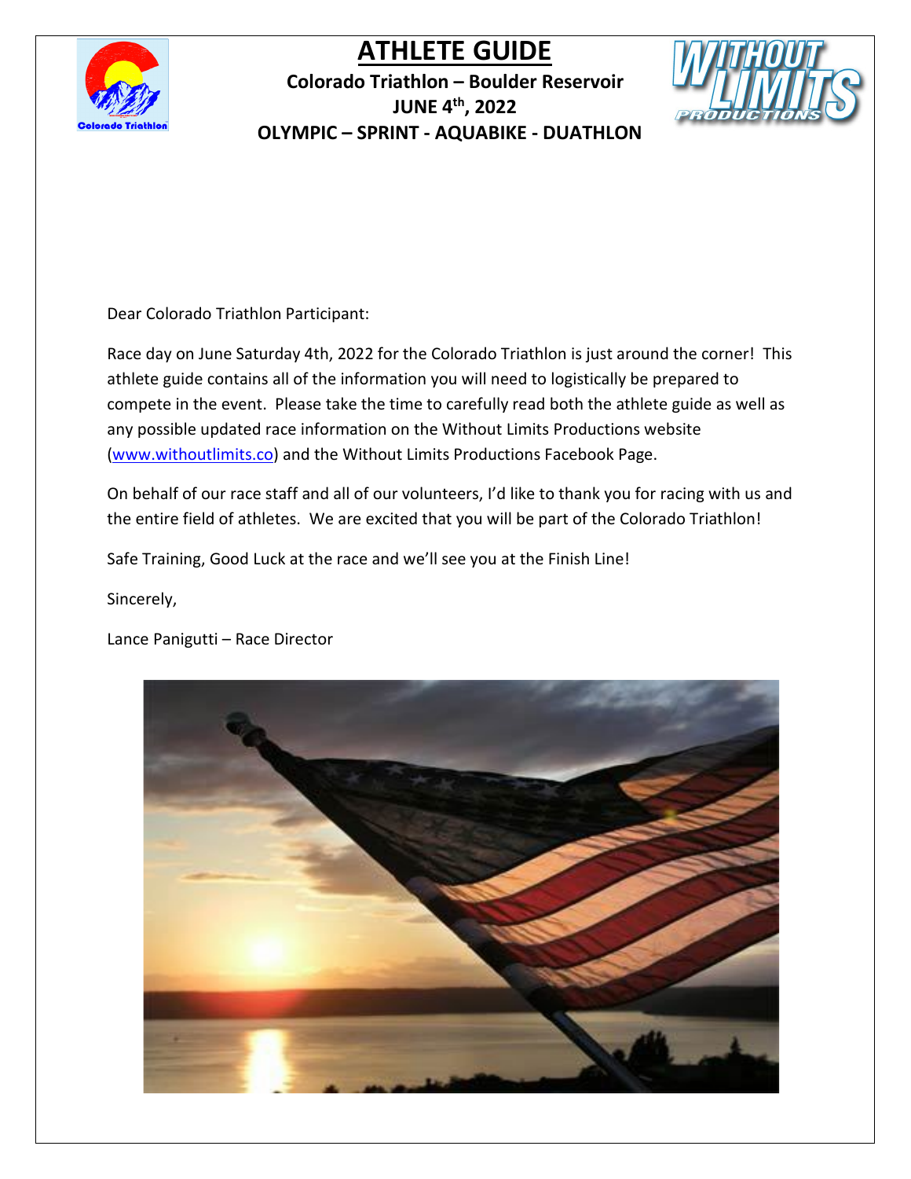# ATHLETE GUIDE

**Colorado Triathlon – Boulder Reservoir**
**JUNE 4th, 2022**
**OLYMPIC – SPRINT - AQUABIKE - DUATHLON**

Dear Colorado Triathlon Participant:

Race day on June Saturday 4th, 2022 for the Colorado Triathlon is just around the corner! This athlete guide contains all of the information you will need to logistically be prepared to compete in the event. Please take the time to carefully read both the athlete guide as well as any possible updated race information on the Without Limits Productions website (www.withoutlimits.co) and the Without Limits Productions Facebook Page.

On behalf of our race staff and all of our volunteers, I'd like to thank you for racing with us and the entire field of athletes. We are excited that you will be part of the Colorado Triathlon!

Safe Training, Good Luck at the race and we'll see you at the Finish Line!

Sincerely,

Lance Panigutti – Race Director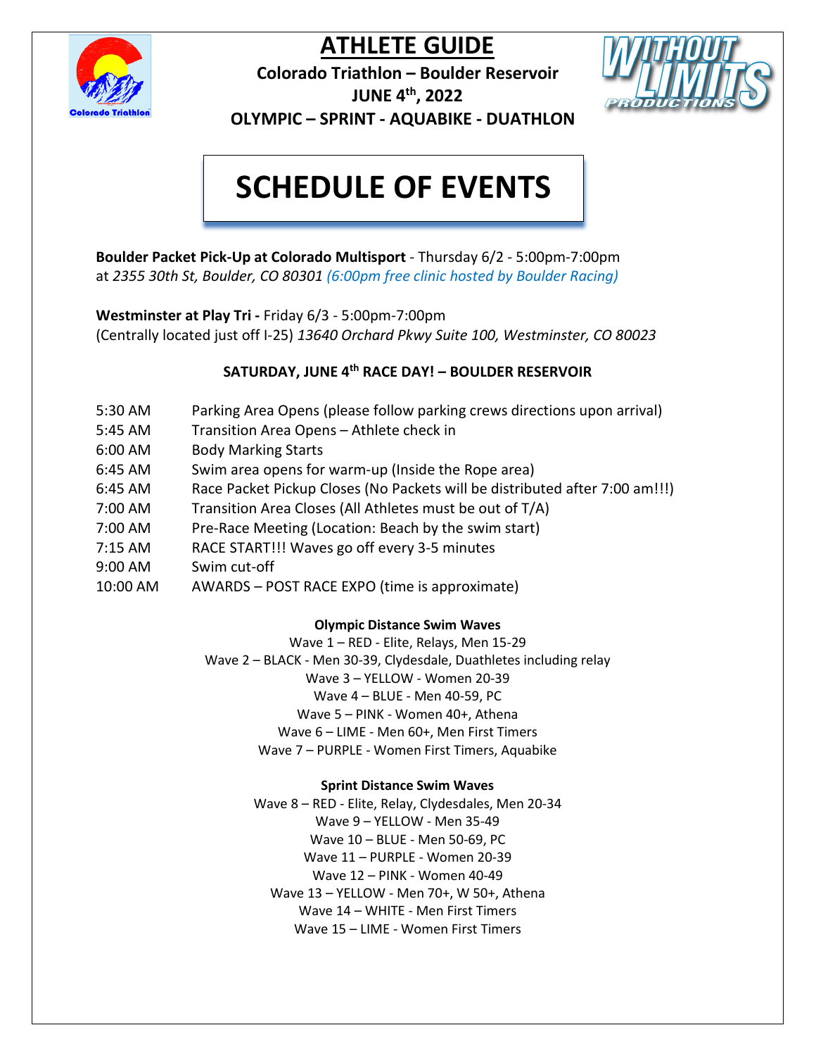# ATHLETE GUIDE

**Colorado Triathlon – Boulder Reservoir**
**JUNE 4th, 2022**
**OLYMPIC – SPRINT - AQUABIKE - DUATHLON**

# SCHEDULE OF EVENTS

**Boulder Packet Pick-Up at Colorado Multisport** - Thursday 6/2 - 5:00pm-7:00pm at *2355 30th St, Boulder, CO 80301 (6:00pm free clinic hosted by Boulder Racing)*

**Westminster at Play Tri -** Friday 6/3 - 5:00pm-7:00pm (Centrally located just off I-25) *13640 Orchard Pkwy Suite 100, Westminster, CO 80023*

**SATURDAY, JUNE 4th RACE DAY! – BOULDER RESERVOIR**

| | |
|---|---|
| 5:30 AM | Parking Area Opens (please follow parking crews directions upon arrival) |
| 5:45 AM | Transition Area Opens – Athlete check in |
| 6:00 AM | Body Marking Starts |
| 6:45 AM | Swim area opens for warm-up (Inside the Rope area) |
| 6:45 AM | Race Packet Pickup Closes (No Packets will be distributed after 7:00 am!!!) |
| 7:00 AM | Transition Area Closes (All Athletes must be out of T/A) |
| 7:00 AM | Pre-Race Meeting (Location: Beach by the swim start) |
| 7:15 AM | RACE START!!! Waves go off every 3-5 minutes |
| 9:00 AM | Swim cut-off |
| 10:00 AM | AWARDS – POST RACE EXPO (time is approximate) |

**Olympic Distance Swim Waves**

Wave 1 – RED - Elite, Relays, Men 15-29
Wave 2 – BLACK - Men 30-39, Clydesdale, Duathletes including relay
Wave 3 – YELLOW - Women 20-39
Wave 4 – BLUE - Men 40-59, PC
Wave 5 – PINK - Women 40+, Athena
Wave 6 – LIME - Men 60+, Men First Timers
Wave 7 – PURPLE - Women First Timers, Aquabike

**Sprint Distance Swim Waves**

Wave 8 – RED - Elite, Relay, Clydesdales, Men 20-34
Wave 9 – YELLOW - Men 35-49
Wave 10 – BLUE - Men 50-69, PC
Wave 11 – PURPLE - Women 20-39
Wave 12 – PINK - Women 40-49
Wave 13 – YELLOW - Men 70+, W 50+, Athena
Wave 14 – WHITE - Men First Timers
Wave 15 – LIME - Women First Timers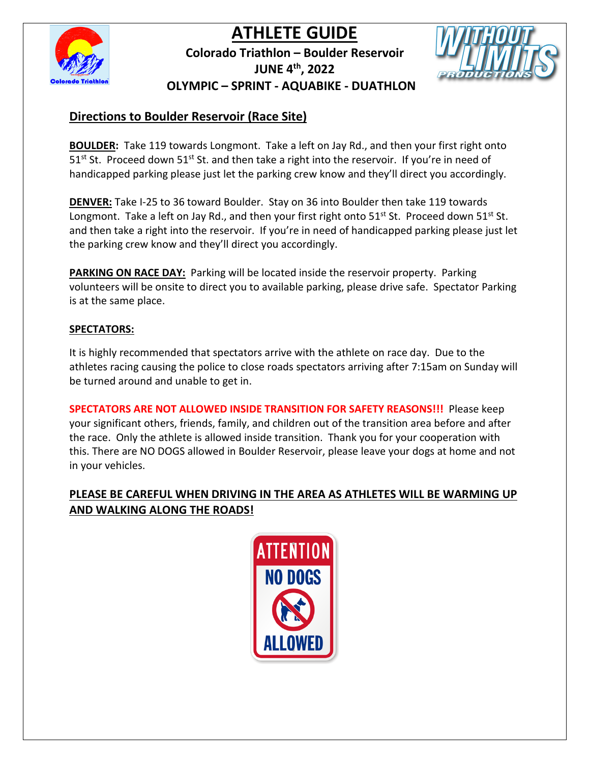# ATHLETE GUIDE

**Colorado Triathlon – Boulder Reservoir**

**JUNE 4th, 2022**

**OLYMPIC – SPRINT - AQUABIKE - DUATHLON**

## Directions to Boulder Reservoir (Race Site)

**BOULDER:** Take 119 towards Longmont. Take a left on Jay Rd., and then your first right onto 51st St. Proceed down 51st St. and then take a right into the reservoir. If you're in need of handicapped parking please just let the parking crew know and they'll direct you accordingly.

**DENVER:** Take I-25 to 36 toward Boulder. Stay on 36 into Boulder then take 119 towards Longmont. Take a left on Jay Rd., and then your first right onto 51st St. Proceed down 51st St. and then take a right into the reservoir. If you're in need of handicapped parking please just let the parking crew know and they'll direct you accordingly.

**PARKING ON RACE DAY:** Parking will be located inside the reservoir property. Parking volunteers will be onsite to direct you to available parking, please drive safe. Spectator Parking is at the same place.

**SPECTATORS:**

It is highly recommended that spectators arrive with the athlete on race day. Due to the athletes racing causing the police to close roads spectators arriving after 7:15am on Sunday will be turned around and unable to get in.

**SPECTATORS ARE NOT ALLOWED INSIDE TRANSITION FOR SAFETY REASONS!!!** Please keep your significant others, friends, family, and children out of the transition area before and after the race. Only the athlete is allowed inside transition. Thank you for your cooperation with this. There are NO DOGS allowed in Boulder Reservoir, please leave your dogs at home and not in your vehicles.

**PLEASE BE CAREFUL WHEN DRIVING IN THE AREA AS ATHLETES WILL BE WARMING UP AND WALKING ALONG THE ROADS!**

ATTENTION
NO DOGS
ALLOWED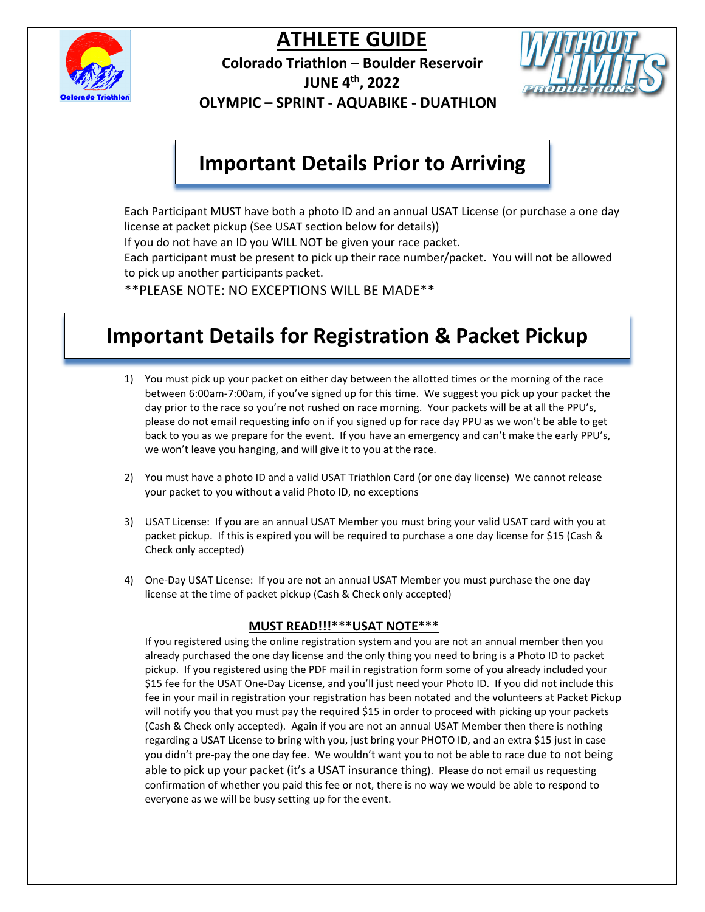# ATHLETE GUIDE

**Colorado Triathlon – Boulder Reservoir**

**JUNE 4th, 2022**

**OLYMPIC – SPRINT - AQUABIKE - DUATHLON**

## Important Details Prior to Arriving

Each Participant MUST have both a photo ID and an annual USAT License (or purchase a one day license at packet pickup (See USAT section below for details))

If you do not have an ID you WILL NOT be given your race packet.

Each participant must be present to pick up their race number/packet. You will not be allowed to pick up another participants packet.

**PLEASE NOTE: NO EXCEPTIONS WILL BE MADE**

## Important Details for Registration & Packet Pickup

1) You must pick up your packet on either day between the allotted times or the morning of the race between 6:00am-7:00am, if you've signed up for this time. We suggest you pick up your packet the day prior to the race so you're not rushed on race morning. Your packets will be at all the PPU's, please do not email requesting info on if you signed up for race day PPU as we won't be able to get back to you as we prepare for the event. If you have an emergency and can't make the early PPU's, we won't leave you hanging, and will give it to you at the race.

2) You must have a photo ID and a valid USAT Triathlon Card (or one day license) We cannot release your packet to you without a valid Photo ID, no exceptions

3) USAT License: If you are an annual USAT Member you must bring your valid USAT card with you at packet pickup. If this is expired you will be required to purchase a one day license for $15 (Cash & Check only accepted)

4) One-Day USAT License: If you are not an annual USAT Member you must purchase the one day license at the time of packet pickup (Cash & Check only accepted)

**MUST READ!!!***USAT NOTE*****

If you registered using the online registration system and you are not an annual member then you already purchased the one day license and the only thing you need to bring is a Photo ID to packet pickup. If you registered using the PDF mail in registration form some of you already included your $15 fee for the USAT One-Day License, and you'll just need your Photo ID. If you did not include this fee in your mail in registration your registration has been notated and the volunteers at Packet Pickup will notify you that you must pay the required $15 in order to proceed with picking up your packets (Cash & Check only accepted). Again if you are not an annual USAT Member then there is nothing regarding a USAT License to bring with you, just bring your PHOTO ID, and an extra $15 just in case you didn't pre-pay the one day fee. We wouldn't want you to not be able to race due to not being able to pick up your packet (it's a USAT insurance thing). Please do not email us requesting confirmation of whether you paid this fee or not, there is no way we would be able to respond to everyone as we will be busy setting up for the event.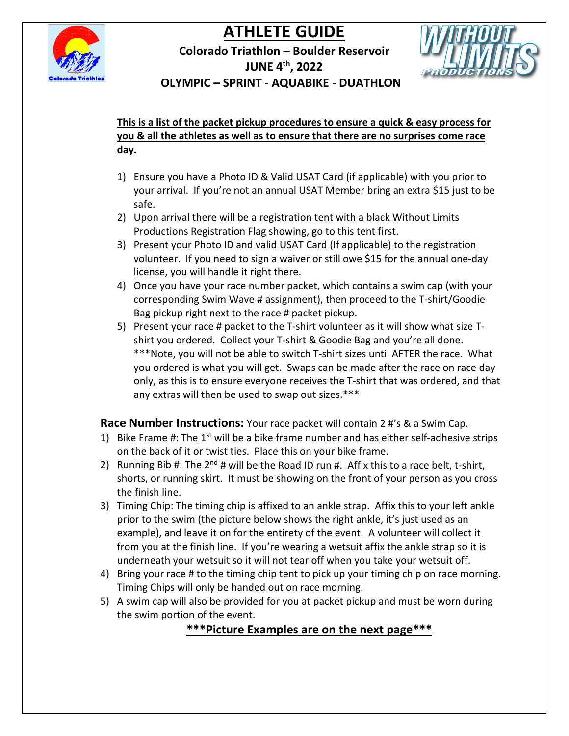# ATHLETE GUIDE

**Colorado Triathlon – Boulder Reservoir**

**JUNE 4th, 2022**

**OLYMPIC – SPRINT - AQUABIKE - DUATHLON**

**This is a list of the packet pickup procedures to ensure a quick & easy process for you & all the athletes as well as to ensure that there are no surprises come race day.**

1) Ensure you have a Photo ID & Valid USAT Card (if applicable) with you prior to your arrival. If you're not an annual USAT Member bring an extra $15 just to be safe.
2) Upon arrival there will be a registration tent with a black Without Limits Productions Registration Flag showing, go to this tent first.
3) Present your Photo ID and valid USAT Card (If applicable) to the registration volunteer. If you need to sign a waiver or still owe $15 for the annual one-day license, you will handle it right there.
4) Once you have your race number packet, which contains a swim cap (with your corresponding Swim Wave # assignment), then proceed to the T-shirt/Goodie Bag pickup right next to the race # packet pickup.
5) Present your race # packet to the T-shirt volunteer as it will show what size T-shirt you ordered. Collect your T-shirt & Goodie Bag and you're all done. ***Note, you will not be able to switch T-shirt sizes until AFTER the race. What you ordered is what you will get. Swaps can be made after the race on race day only, as this is to ensure everyone receives the T-shirt that was ordered, and that any extras will then be used to swap out sizes.***

**Race Number Instructions:** Your race packet will contain 2 #'s & a Swim Cap.

1) Bike Frame #: The 1st will be a bike frame number and has either self-adhesive strips on the back of it or twist ties. Place this on your bike frame.
2) Running Bib #: The 2nd # will be the Road ID run #. Affix this to a race belt, t-shirt, shorts, or running skirt. It must be showing on the front of your person as you cross the finish line.
3) Timing Chip: The timing chip is affixed to an ankle strap. Affix this to your left ankle prior to the swim (the picture below shows the right ankle, it's just used as an example), and leave it on for the entirety of the event. A volunteer will collect it from you at the finish line. If you're wearing a wetsuit affix the ankle strap so it is underneath your wetsuit so it will not tear off when you take your wetsuit off.
4) Bring your race # to the timing chip tent to pick up your timing chip on race morning. Timing Chips will only be handed out on race morning.
5) A swim cap will also be provided for you at packet pickup and must be worn during the swim portion of the event.

**\*\*\*Picture Examples are on the next page\*\*\***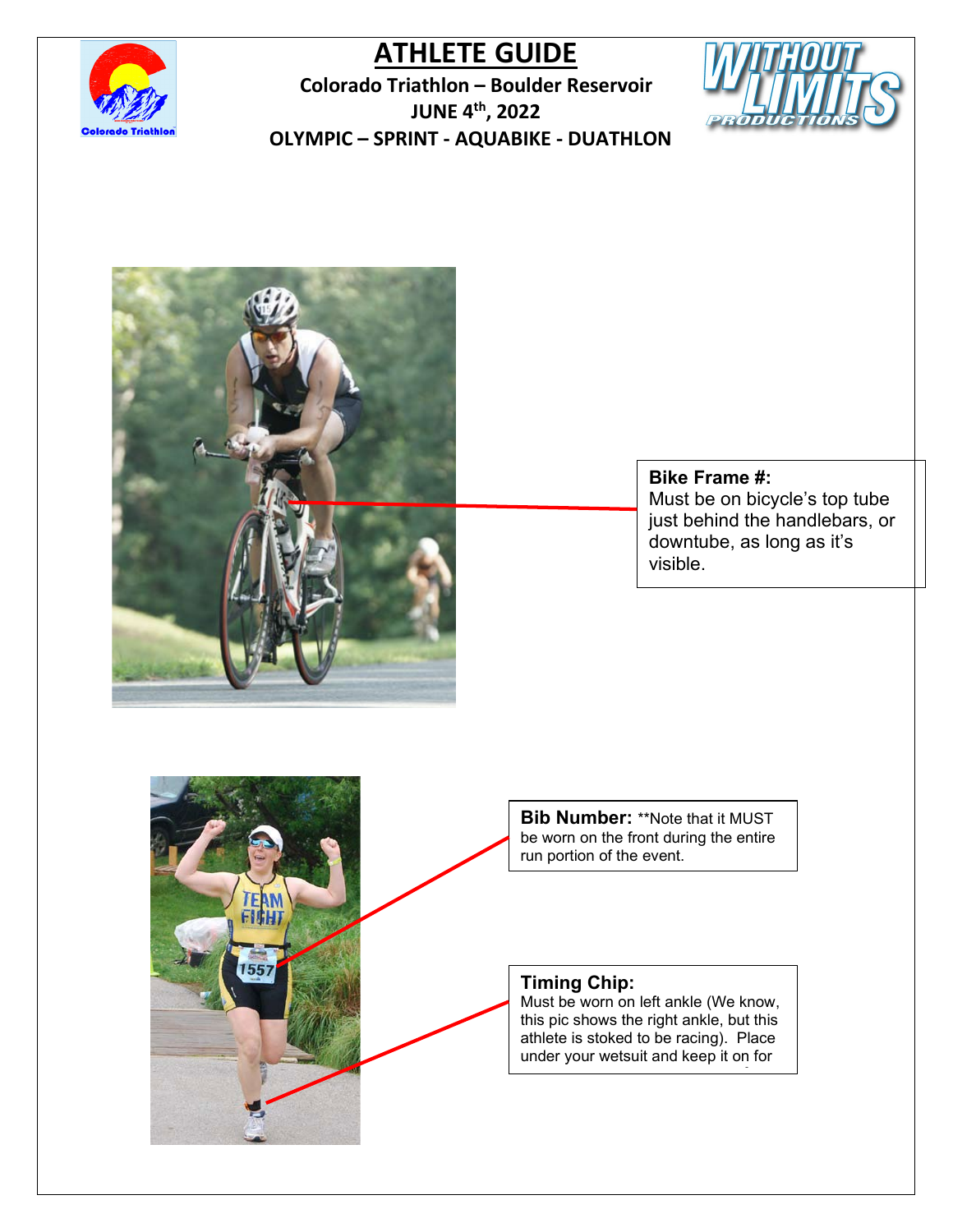# ATHLETE GUIDE

**Colorado Triathlon – Boulder Reservoir**

**JUNE 4th, 2022**

**OLYMPIC – SPRINT - AQUABIKE - DUATHLON**

**Bike Frame #:**
Must be on bicycle's top tube just behind the handlebars, or downtube, as long as it's visible.

**Bib Number:** **Note that it MUST be worn on the front during the entire run portion of the event.

**Timing Chip:**
Must be worn on left ankle (We know, this pic shows the right ankle, but this athlete is stoked to be racing). Place under your wetsuit and keep it on for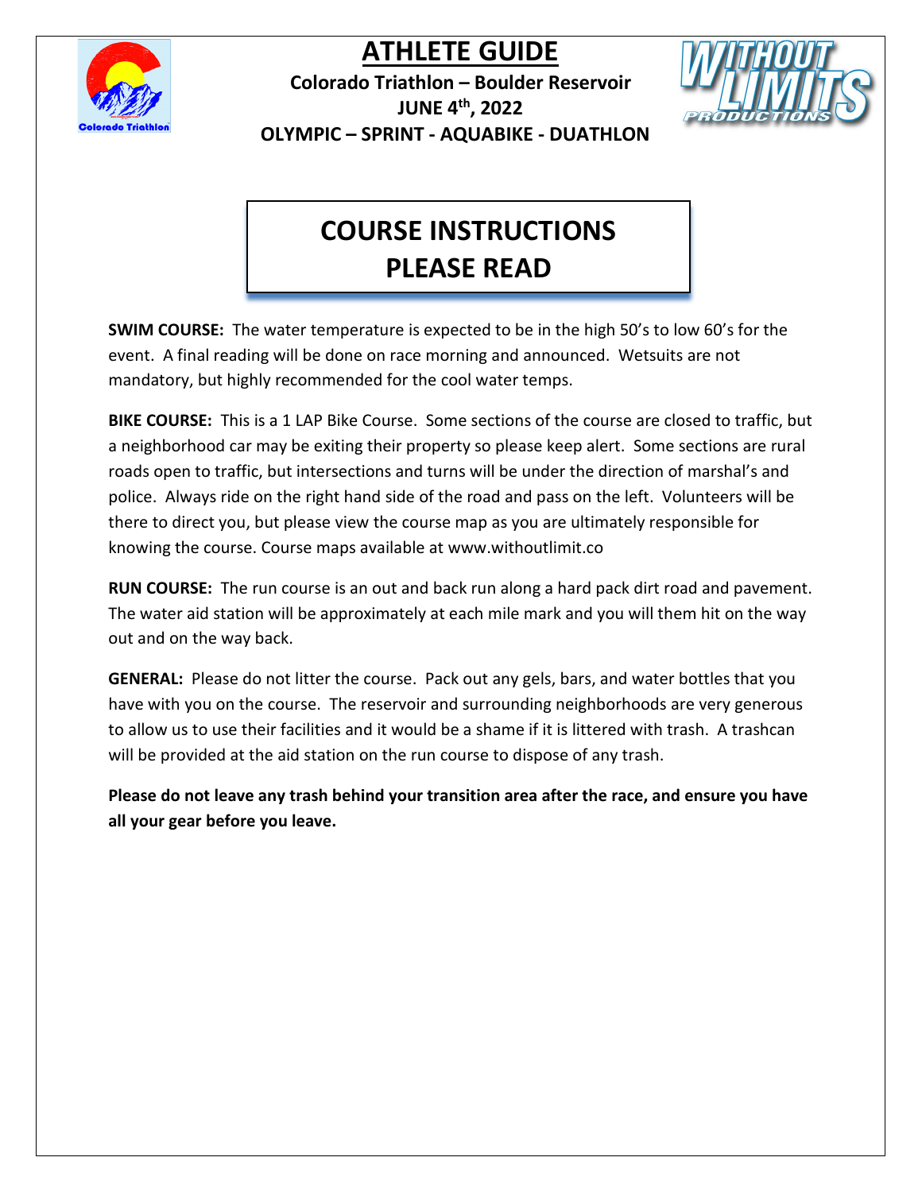# ATHLETE GUIDE

**Colorado Triathlon – Boulder Reservoir**
**JUNE 4th, 2022**
**OLYMPIC – SPRINT - AQUABIKE - DUATHLON**

## COURSE INSTRUCTIONS
## PLEASE READ

**SWIM COURSE:** The water temperature is expected to be in the high 50's to low 60's for the event. A final reading will be done on race morning and announced. Wetsuits are not mandatory, but highly recommended for the cool water temps.

**BIKE COURSE:** This is a 1 LAP Bike Course. Some sections of the course are closed to traffic, but a neighborhood car may be exiting their property so please keep alert. Some sections are rural roads open to traffic, but intersections and turns will be under the direction of marshal's and police. Always ride on the right hand side of the road and pass on the left. Volunteers will be there to direct you, but please view the course map as you are ultimately responsible for knowing the course. Course maps available at www.withoutlimit.co

**RUN COURSE:** The run course is an out and back run along a hard pack dirt road and pavement. The water aid station will be approximately at each mile mark and you will them hit on the way out and on the way back.

**GENERAL:** Please do not litter the course. Pack out any gels, bars, and water bottles that you have with you on the course. The reservoir and surrounding neighborhoods are very generous to allow us to use their facilities and it would be a shame if it is littered with trash. A trashcan will be provided at the aid station on the run course to dispose of any trash.

**Please do not leave any trash behind your transition area after the race, and ensure you have all your gear before you leave.**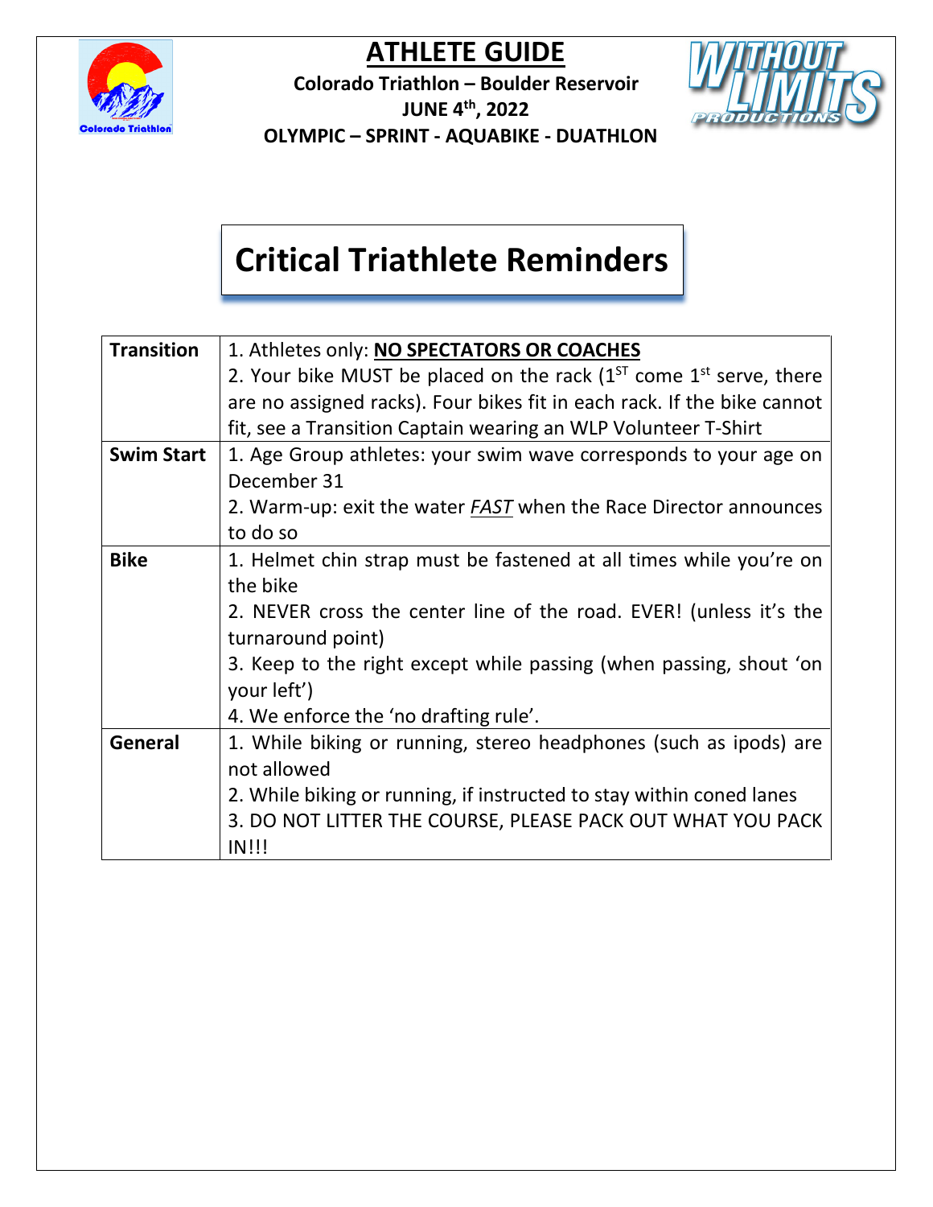# ATHLETE GUIDE

**Colorado Triathlon – Boulder Reservoir**
**JUNE 4th, 2022**
**OLYMPIC – SPRINT - AQUABIKE - DUATHLON**

## Critical Triathlete Reminders

| | |
|---|---|
| **Transition** | 1. Athletes only: **NO SPECTATORS OR COACHES**<br>2. Your bike MUST be placed on the rack (1ST come 1st serve, there are no assigned racks). Four bikes fit in each rack. If the bike cannot fit, see a Transition Captain wearing an WLP Volunteer T-Shirt |
| **Swim Start** | 1. Age Group athletes: your swim wave corresponds to your age on December 31<br>2. Warm-up: exit the water *FAST* when the Race Director announces to do so |
| **Bike** | 1. Helmet chin strap must be fastened at all times while you're on the bike<br>2. NEVER cross the center line of the road. EVER! (unless it's the turnaround point)<br>3. Keep to the right except while passing (when passing, shout 'on your left')<br>4. We enforce the 'no drafting rule'. |
| **General** | 1. While biking or running, stereo headphones (such as ipods) are not allowed<br>2. While biking or running, if instructed to stay within coned lanes<br>3. DO NOT LITTER THE COURSE, PLEASE PACK OUT WHAT YOU PACK IN!!! |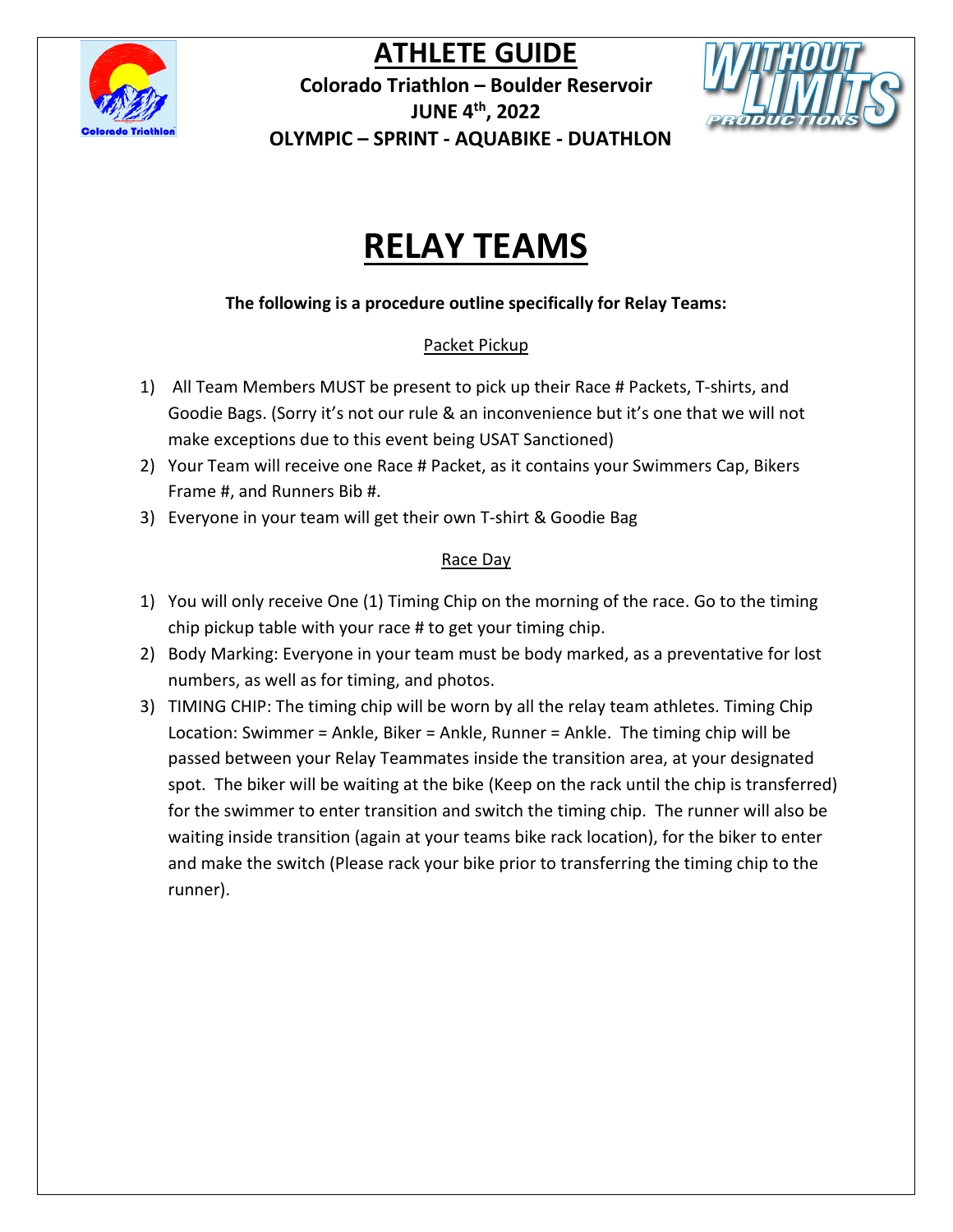# ATHLETE GUIDE

**Colorado Triathlon – Boulder Reservoir**
**JUNE 4th, 2022**
**OLYMPIC – SPRINT - AQUABIKE - DUATHLON**

# RELAY TEAMS

**The following is a procedure outline specifically for Relay Teams:**

## Packet Pickup

1) All Team Members MUST be present to pick up their Race # Packets, T-shirts, and Goodie Bags. (Sorry it's not our rule & an inconvenience but it's one that we will not make exceptions due to this event being USAT Sanctioned)
2) Your Team will receive one Race # Packet, as it contains your Swimmers Cap, Bikers Frame #, and Runners Bib #.
3) Everyone in your team will get their own T-shirt & Goodie Bag

## Race Day

1) You will only receive One (1) Timing Chip on the morning of the race. Go to the timing chip pickup table with your race # to get your timing chip.
2) Body Marking: Everyone in your team must be body marked, as a preventative for lost numbers, as well as for timing, and photos.
3) TIMING CHIP: The timing chip will be worn by all the relay team athletes. Timing Chip Location: Swimmer = Ankle, Biker = Ankle, Runner = Ankle. The timing chip will be passed between your Relay Teammates inside the transition area, at your designated spot. The biker will be waiting at the bike (Keep on the rack until the chip is transferred) for the swimmer to enter transition and switch the timing chip. The runner will also be waiting inside transition (again at your teams bike rack location), for the biker to enter and make the switch (Please rack your bike prior to transferring the timing chip to the runner).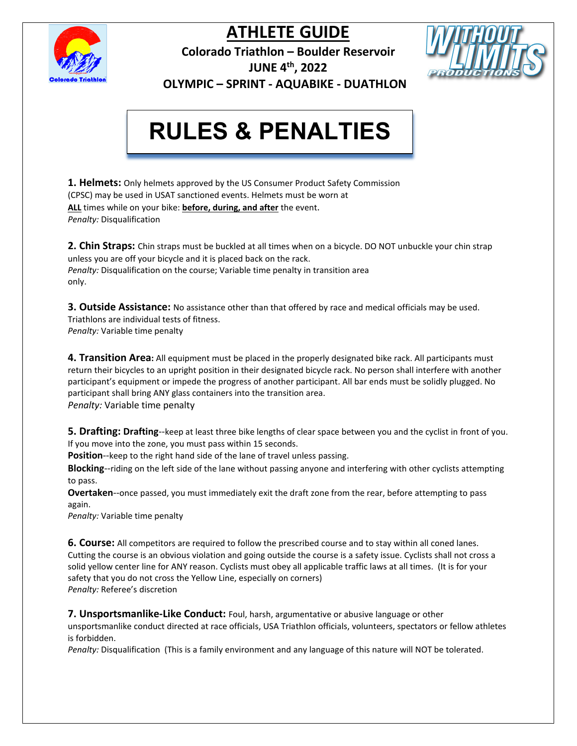# ATHLETE GUIDE

**Colorado Triathlon – Boulder Reservoir**

**JUNE 4th, 2022**

**OLYMPIC – SPRINT - AQUABIKE - DUATHLON**

## RULES & PENALTIES

**1. Helmets:** Only helmets approved by the US Consumer Product Safety Commission (CPSC) may be used in USAT sanctioned events. Helmets must be worn at **ALL** times while on your bike: **before, during, and after** the event.
*Penalty:* Disqualification

**2. Chin Straps:** Chin straps must be buckled at all times when on a bicycle. DO NOT unbuckle your chin strap unless you are off your bicycle and it is placed back on the rack.
*Penalty:* Disqualification on the course; Variable time penalty in transition area only.

**3. Outside Assistance:** No assistance other than that offered by race and medical officials may be used. Triathlons are individual tests of fitness.
*Penalty:* Variable time penalty

**4. Transition Area:** All equipment must be placed in the properly designated bike rack. All participants must return their bicycles to an upright position in their designated bicycle rack. No person shall interfere with another participant's equipment or impede the progress of another participant. All bar ends must be solidly plugged. No participant shall bring ANY glass containers into the transition area.
*Penalty:* Variable time penalty

**5. Drafting: Drafting**--keep at least three bike lengths of clear space between you and the cyclist in front of you. If you move into the zone, you must pass within 15 seconds.
**Position**--keep to the right hand side of the lane of travel unless passing.
**Blocking**--riding on the left side of the lane without passing anyone and interfering with other cyclists attempting to pass.
**Overtaken**--once passed, you must immediately exit the draft zone from the rear, before attempting to pass again.
*Penalty:* Variable time penalty

**6. Course:** All competitors are required to follow the prescribed course and to stay within all coned lanes. Cutting the course is an obvious violation and going outside the course is a safety issue. Cyclists shall not cross a solid yellow center line for ANY reason. Cyclists must obey all applicable traffic laws at all times. (It is for your safety that you do not cross the Yellow Line, especially on corners)
*Penalty:* Referee's discretion

**7. Unsportsmanlike-Like Conduct:** Foul, harsh, argumentative or abusive language or other unsportsmanlike conduct directed at race officials, USA Triathlon officials, volunteers, spectators or fellow athletes is forbidden.
*Penalty:* Disqualification (This is a family environment and any language of this nature will NOT be tolerated.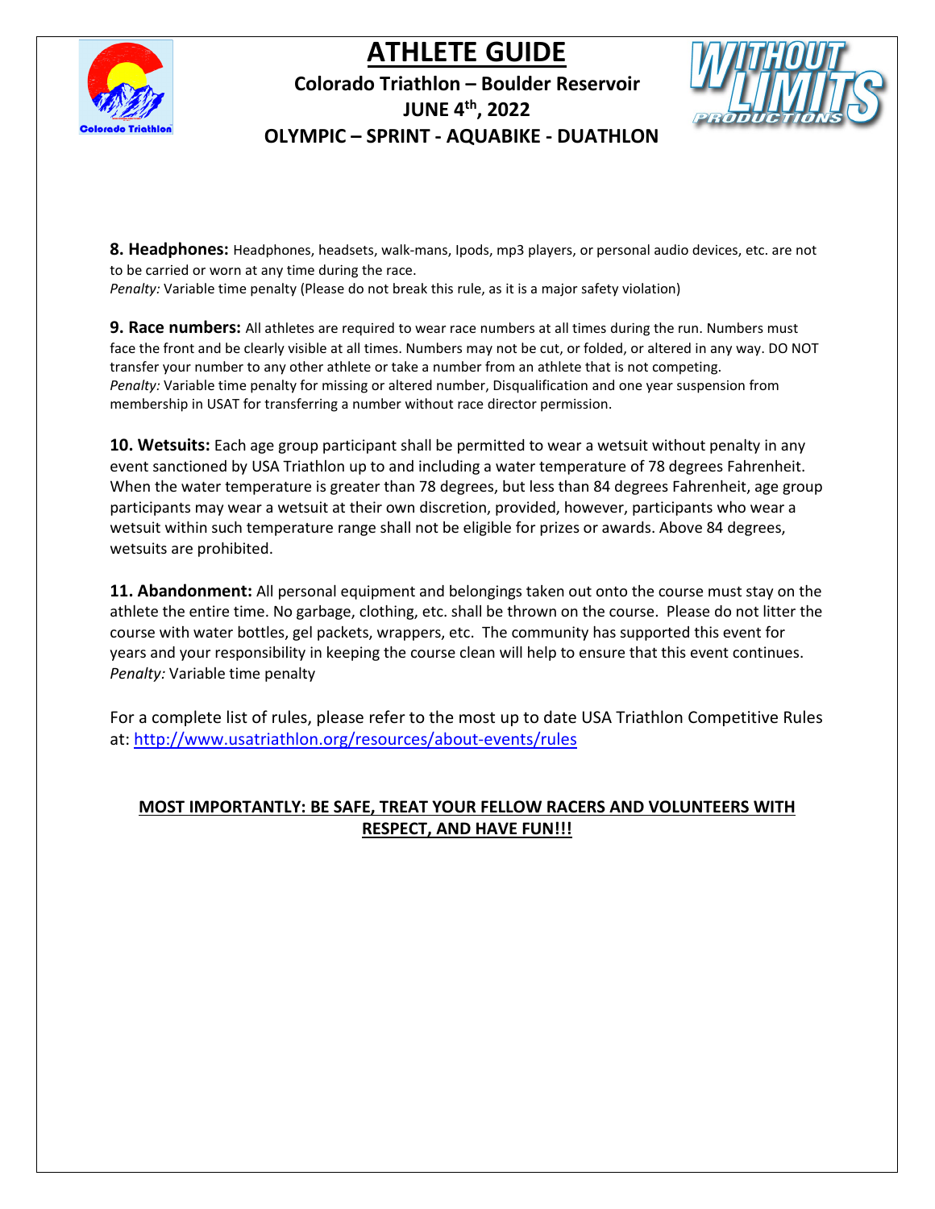**8. Headphones:** Headphones, headsets, walk-mans, Ipods, mp3 players, or personal audio devices, etc. are not to be carried or worn at any time during the race.
*Penalty:* Variable time penalty (Please do not break this rule, as it is a major safety violation)

**9. Race numbers:** All athletes are required to wear race numbers at all times during the run. Numbers must face the front and be clearly visible at all times. Numbers may not be cut, or folded, or altered in any way. DO NOT transfer your number to any other athlete or take a number from an athlete that is not competing.
*Penalty:* Variable time penalty for missing or altered number, Disqualification and one year suspension from membership in USAT for transferring a number without race director permission.

**10. Wetsuits:** Each age group participant shall be permitted to wear a wetsuit without penalty in any event sanctioned by USA Triathlon up to and including a water temperature of 78 degrees Fahrenheit. When the water temperature is greater than 78 degrees, but less than 84 degrees Fahrenheit, age group participants may wear a wetsuit at their own discretion, provided, however, participants who wear a wetsuit within such temperature range shall not be eligible for prizes or awards. Above 84 degrees, wetsuits are prohibited.

**11. Abandonment:** All personal equipment and belongings taken out onto the course must stay on the athlete the entire time. No garbage, clothing, etc. shall be thrown on the course. Please do not litter the course with water bottles, gel packets, wrappers, etc. The community has supported this event for years and your responsibility in keeping the course clean will help to ensure that this event continues.
*Penalty:* Variable time penalty

For a complete list of rules, please refer to the most up to date USA Triathlon Competitive Rules at: http://www.usatriathlon.org/resources/about-events/rules

**MOST IMPORTANTLY: BE SAFE, TREAT YOUR FELLOW RACERS AND VOLUNTEERS WITH RESPECT, AND HAVE FUN!!!**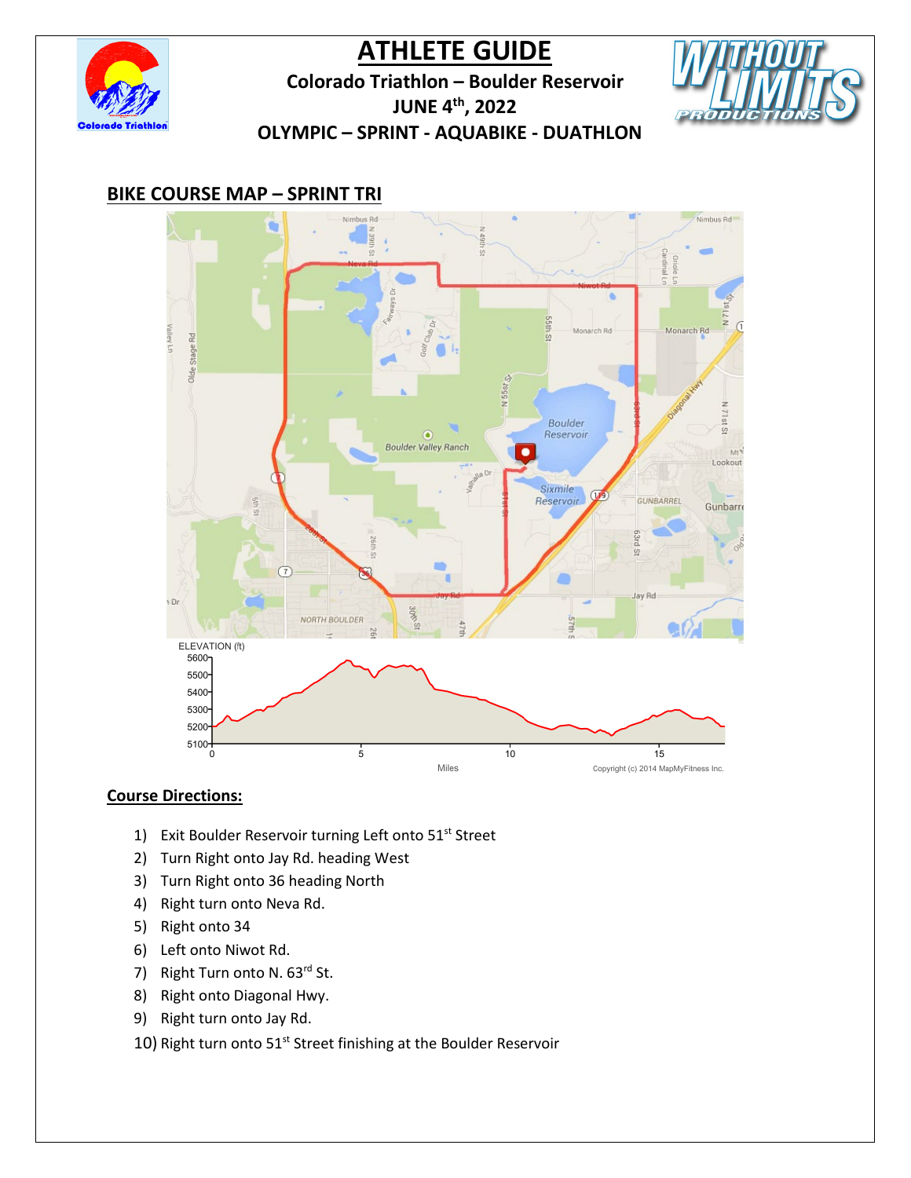# ATHLETE GUIDE

**Colorado Triathlon – Boulder Reservoir**

**JUNE 4th, 2022**

**OLYMPIC – SPRINT - AQUABIKE - DUATHLON**

## BIKE COURSE MAP – SPRINT TRI

## Course Directions:

1) Exit Boulder Reservoir turning Left onto 51st Street
2) Turn Right onto Jay Rd. heading West
3) Turn Right onto 36 heading North
4) Right turn onto Neva Rd.
5) Right onto 34
6) Left onto Niwot Rd.
7) Right Turn onto N. 63rd St.
8) Right onto Diagonal Hwy.
9) Right turn onto Jay Rd.
10) Right turn onto 51st Street finishing at the Boulder Reservoir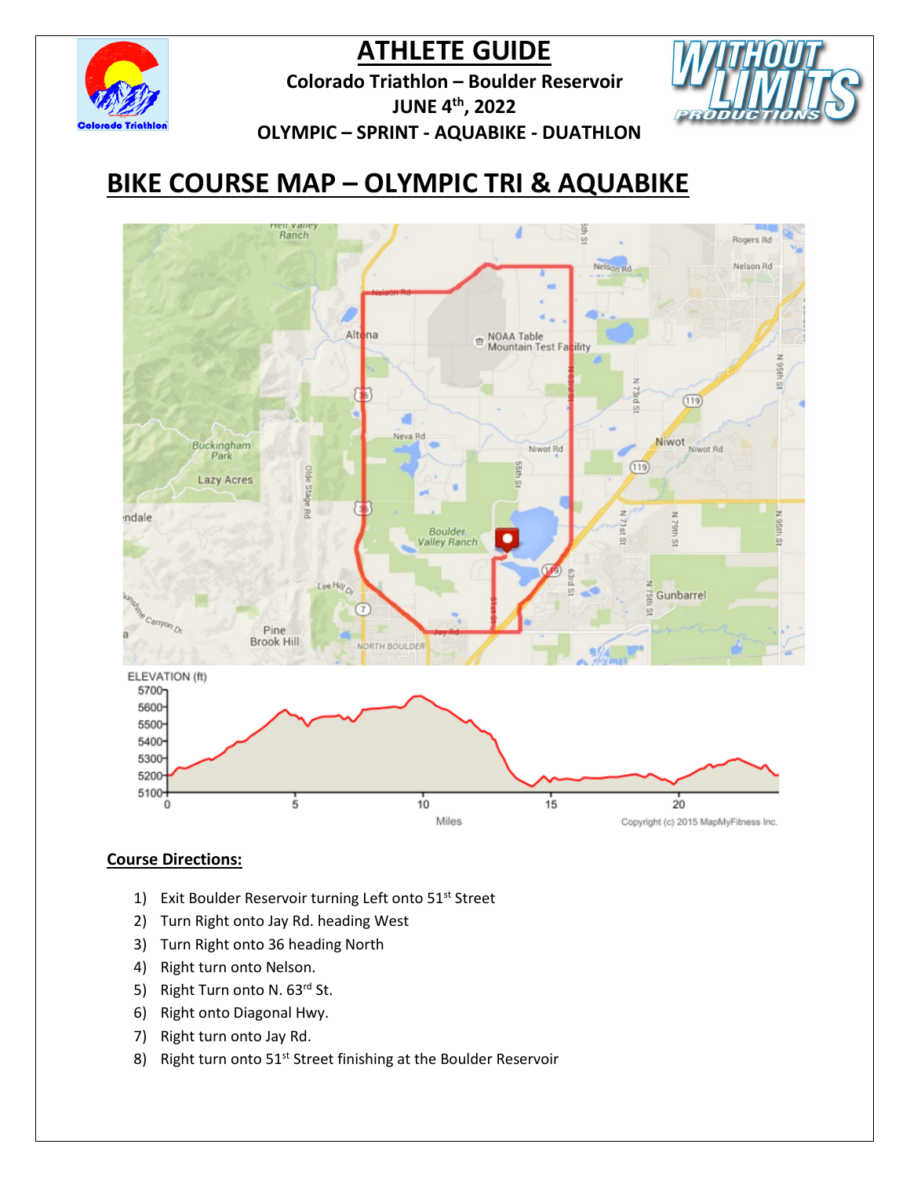# ATHLETE GUIDE

**Colorado Triathlon – Boulder Reservoir**

**JUNE 4th, 2022**

**OLYMPIC – SPRINT - AQUABIKE - DUATHLON**

## BIKE COURSE MAP – OLYMPIC TRI & AQUABIKE

**Course Directions:**

1) Exit Boulder Reservoir turning Left onto 51st Street
2) Turn Right onto Jay Rd. heading West
3) Turn Right onto 36 heading North
4) Right turn onto Nelson.
5) Right Turn onto N. 63rd St.
6) Right onto Diagonal Hwy.
7) Right turn onto Jay Rd.
8) Right turn onto 51st Street finishing at the Boulder Reservoir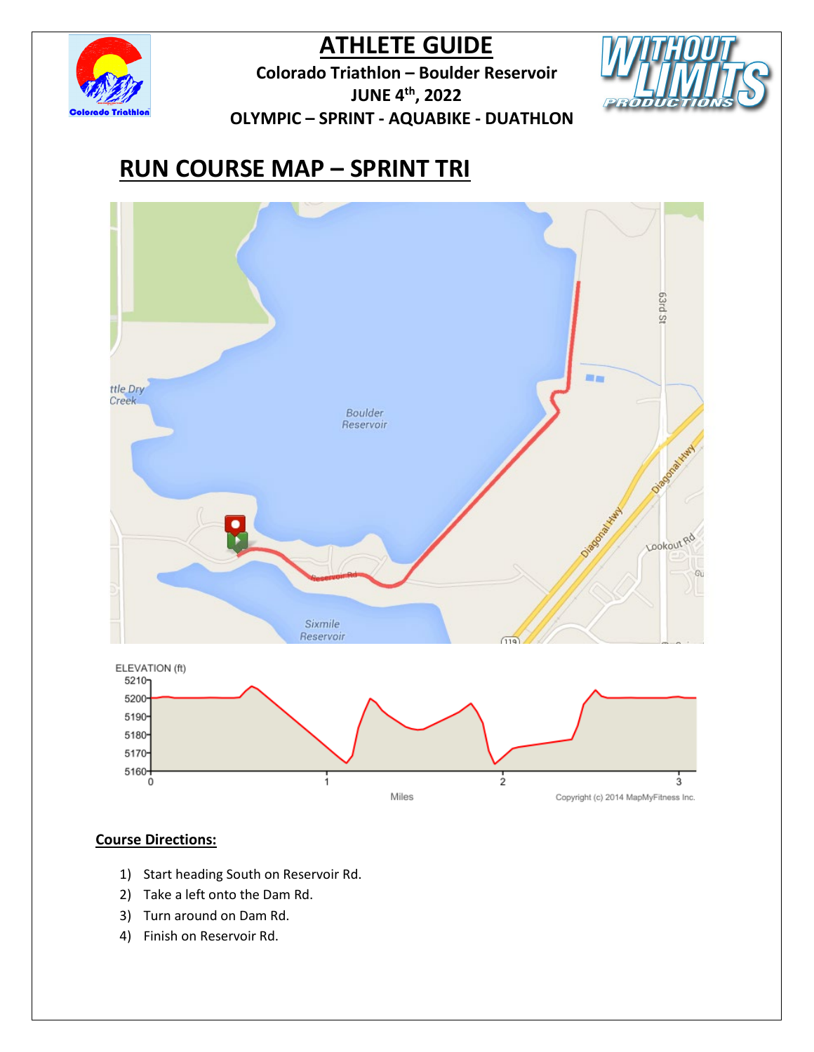# ATHLETE GUIDE

**Colorado Triathlon – Boulder Reservoir**
**JUNE 4th, 2022**
**OLYMPIC – SPRINT - AQUABIKE - DUATHLON**

## RUN COURSE MAP – SPRINT TRI

**Course Directions:**

1) Start heading South on Reservoir Rd.
2) Take a left onto the Dam Rd.
3) Turn around on Dam Rd.
4) Finish on Reservoir Rd.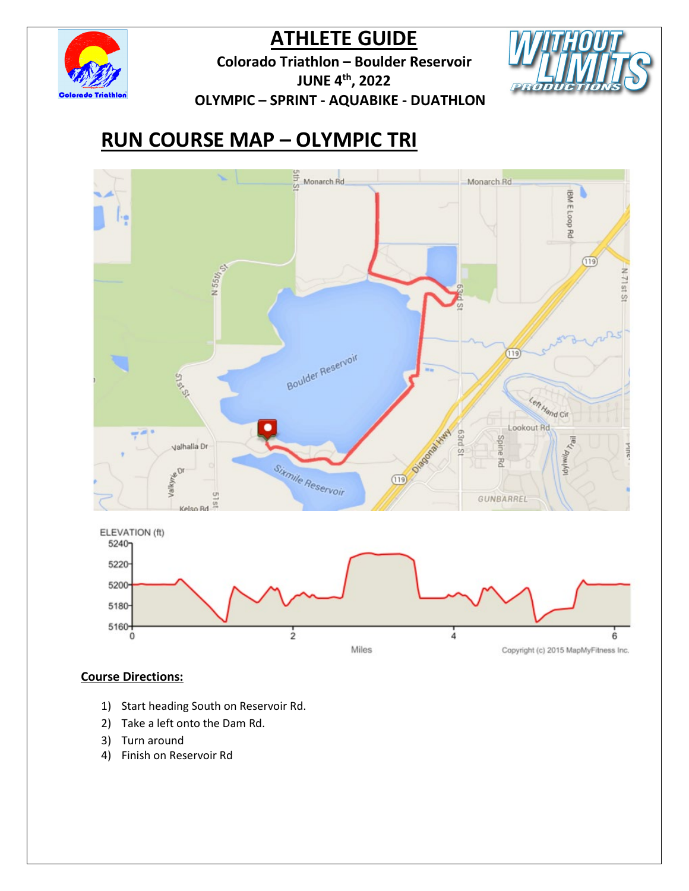# ATHLETE GUIDE

**Colorado Triathlon – Boulder Reservoir**
**JUNE 4th, 2022**
**OLYMPIC – SPRINT - AQUABIKE - DUATHLON**

## RUN COURSE MAP – OLYMPIC TRI

ELEVATION (ft)
5240
5220
5200
5180
5160
0
2
4
6
Miles
Copyright (c) 2015 MapMyFitness Inc.

**Course Directions:**

1) Start heading South on Reservoir Rd.
2) Take a left onto the Dam Rd.
3) Turn around
4) Finish on Reservoir Rd